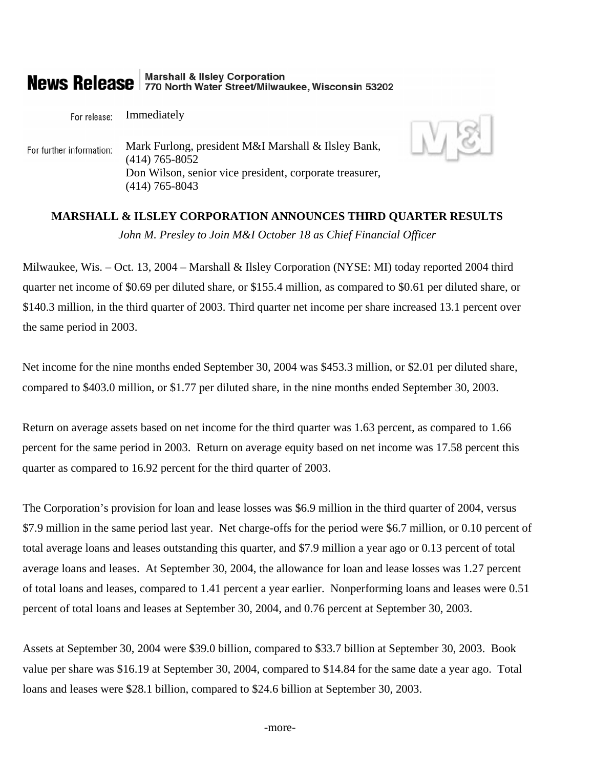**News Release** | Marshall & Ilsley Corporation
770 North Water Street/Milwaukee, Wisconsin 53202

For release: Immediately

For further information: Mark Furlong, president M&I Marshall & Ilsley Bank, (414) 765-8052
Don Wilson, senior vice president, corporate treasurer, (414) 765-8043

## MARSHALL & ILSLEY CORPORATION ANNOUNCES THIRD QUARTER RESULTS

*John M. Presley to Join M&I October 18 as Chief Financial Officer*

Milwaukee, Wis. – Oct. 13, 2004 – Marshall & Ilsley Corporation (NYSE: MI) today reported 2004 third quarter net income of $0.69 per diluted share, or $155.4 million, as compared to $0.61 per diluted share, or $140.3 million, in the third quarter of 2003. Third quarter net income per share increased 13.1 percent over the same period in 2003.

Net income for the nine months ended September 30, 2004 was $453.3 million, or $2.01 per diluted share, compared to $403.0 million, or $1.77 per diluted share, in the nine months ended September 30, 2003.

Return on average assets based on net income for the third quarter was 1.63 percent, as compared to 1.66 percent for the same period in 2003. Return on average equity based on net income was 17.58 percent this quarter as compared to 16.92 percent for the third quarter of 2003.

The Corporation's provision for loan and lease losses was $6.9 million in the third quarter of 2004, versus $7.9 million in the same period last year. Net charge-offs for the period were $6.7 million, or 0.10 percent of total average loans and leases outstanding this quarter, and $7.9 million a year ago or 0.13 percent of total average loans and leases. At September 30, 2004, the allowance for loan and lease losses was 1.27 percent of total loans and leases, compared to 1.41 percent a year earlier. Nonperforming loans and leases were 0.51 percent of total loans and leases at September 30, 2004, and 0.76 percent at September 30, 2003.

Assets at September 30, 2004 were $39.0 billion, compared to $33.7 billion at September 30, 2003. Book value per share was $16.19 at September 30, 2004, compared to $14.84 for the same date a year ago. Total loans and leases were $28.1 billion, compared to $24.6 billion at September 30, 2003.

-more-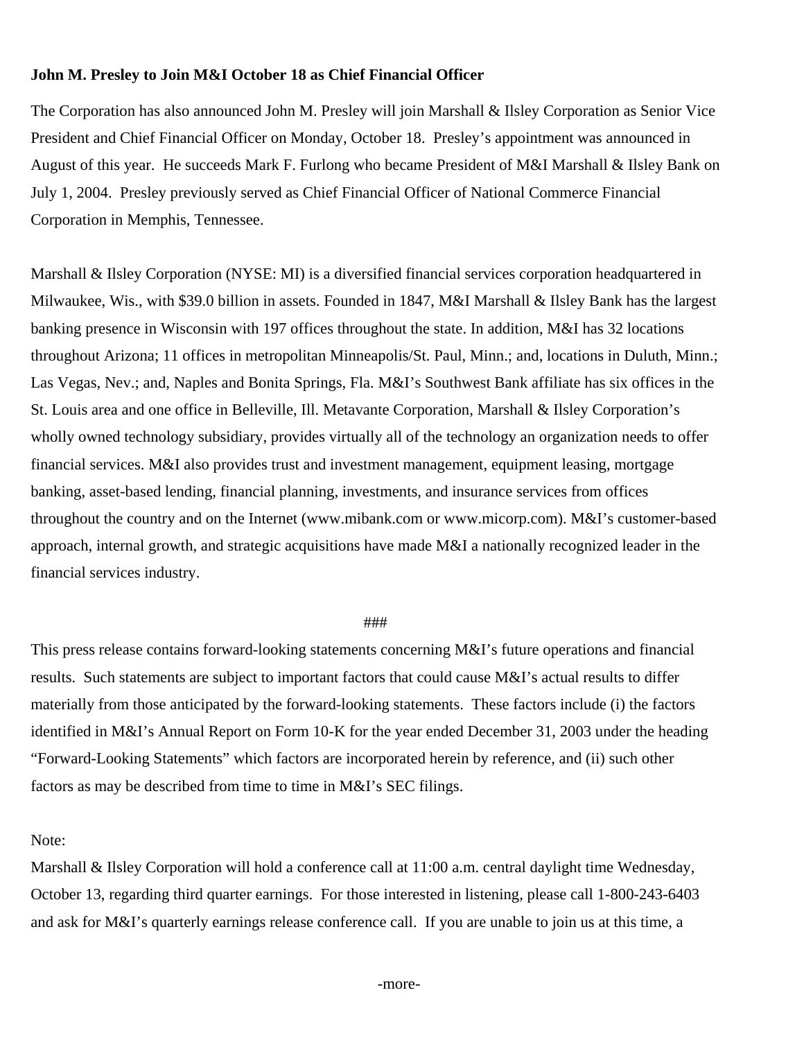**John M. Presley to Join M&I October 18 as Chief Financial Officer**

The Corporation has also announced John M. Presley will join Marshall & Ilsley Corporation as Senior Vice President and Chief Financial Officer on Monday, October 18. Presley's appointment was announced in August of this year. He succeeds Mark F. Furlong who became President of M&I Marshall & Ilsley Bank on July 1, 2004. Presley previously served as Chief Financial Officer of National Commerce Financial Corporation in Memphis, Tennessee.

Marshall & Ilsley Corporation (NYSE: MI) is a diversified financial services corporation headquartered in Milwaukee, Wis., with $39.0 billion in assets. Founded in 1847, M&I Marshall & Ilsley Bank has the largest banking presence in Wisconsin with 197 offices throughout the state. In addition, M&I has 32 locations throughout Arizona; 11 offices in metropolitan Minneapolis/St. Paul, Minn.; and, locations in Duluth, Minn.; Las Vegas, Nev.; and, Naples and Bonita Springs, Fla. M&I's Southwest Bank affiliate has six offices in the St. Louis area and one office in Belleville, Ill. Metavante Corporation, Marshall & Ilsley Corporation's wholly owned technology subsidiary, provides virtually all of the technology an organization needs to offer financial services. M&I also provides trust and investment management, equipment leasing, mortgage banking, asset-based lending, financial planning, investments, and insurance services from offices throughout the country and on the Internet (www.mibank.com or www.micorp.com). M&I's customer-based approach, internal growth, and strategic acquisitions have made M&I a nationally recognized leader in the financial services industry.

###

This press release contains forward-looking statements concerning M&I's future operations and financial results. Such statements are subject to important factors that could cause M&I's actual results to differ materially from those anticipated by the forward-looking statements. These factors include (i) the factors identified in M&I's Annual Report on Form 10-K for the year ended December 31, 2003 under the heading "Forward-Looking Statements" which factors are incorporated herein by reference, and (ii) such other factors as may be described from time to time in M&I's SEC filings.

Note:

Marshall & Ilsley Corporation will hold a conference call at 11:00 a.m. central daylight time Wednesday, October 13, regarding third quarter earnings. For those interested in listening, please call 1-800-243-6403 and ask for M&I's quarterly earnings release conference call. If you are unable to join us at this time, a

-more-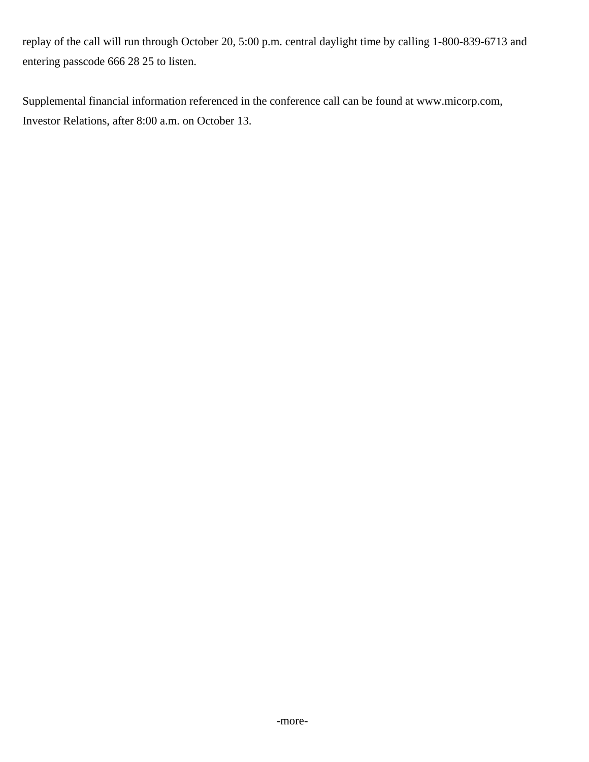replay of the call will run through October 20, 5:00 p.m. central daylight time by calling 1-800-839-6713 and entering passcode 666 28 25 to listen.

Supplemental financial information referenced in the conference call can be found at www.micorp.com, Investor Relations, after 8:00 a.m. on October 13.

-more-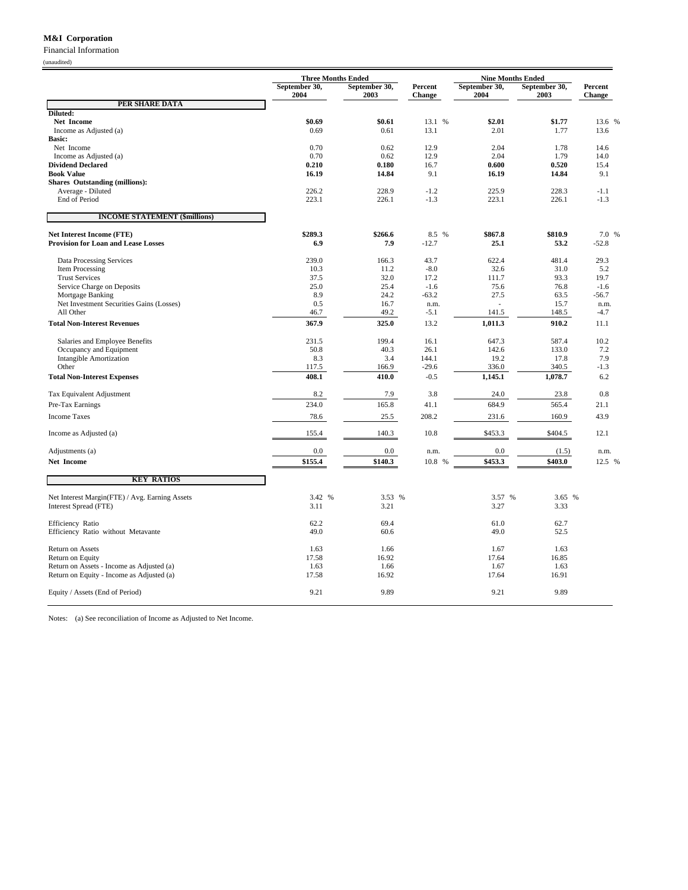**M&I Corporation**

Financial Information

(unaudited)

| | Three Months Ended | | | Nine Months Ended | | |
|---|---|---|---|---|---|---|
| | September 30, 2004 | September 30, 2003 | Percent Change | September 30, 2004 | September 30, 2003 | Percent Change |
| **PER SHARE DATA** | | | | | | |
| **Diluted:** | | | | | | |
| **Net Income** | **$0.69** | **$0.61** | 13.1 % | **$2.01** | **$1.77** | 13.6 % |
| Income as Adjusted (a) | 0.69 | 0.61 | 13.1 | 2.01 | 1.77 | 13.6 |
| **Basic:** | | | | | | |
| Net Income | 0.70 | 0.62 | 12.9 | 2.04 | 1.78 | 14.6 |
| Income as Adjusted (a) | 0.70 | 0.62 | 12.9 | 2.04 | 1.79 | 14.0 |
| **Dividend Declared** | **0.210** | **0.180** | 16.7 | **0.600** | **0.520** | 15.4 |
| **Book Value** | **16.19** | **14.84** | 9.1 | **16.19** | **14.84** | 9.1 |
| **Shares Outstanding (millions):** | | | | | | |
| Average - Diluted | 226.2 | 228.9 | -1.2 | 225.9 | 228.3 | -1.1 |
| End of Period | 223.1 | 226.1 | -1.3 | 223.1 | 226.1 | -1.3 |
| **INCOME STATEMENT ($millions)** | | | | | | |
| **Net Interest Income (FTE)** | **$289.3** | **$266.6** | 8.5 % | **$867.8** | **$810.9** | 7.0 % |
| **Provision for Loan and Lease Losses** | **6.9** | **7.9** | -12.7 | **25.1** | **53.2** | -52.8 |
| Data Processing Services | 239.0 | 166.3 | 43.7 | 622.4 | 481.4 | 29.3 |
| Item Processing | 10.3 | 11.2 | -8.0 | 32.6 | 31.0 | 5.2 |
| Trust Services | 37.5 | 32.0 | 17.2 | 111.7 | 93.3 | 19.7 |
| Service Charge on Deposits | 25.0 | 25.4 | -1.6 | 75.6 | 76.8 | -1.6 |
| Mortgage Banking | 8.9 | 24.2 | -63.2 | 27.5 | 63.5 | -56.7 |
| Net Investment Securities Gains (Losses) | 0.5 | 16.7 | n.m. | - | 15.7 | n.m. |
| All Other | 46.7 | 49.2 | -5.1 | 141.5 | 148.5 | -4.7 |
| **Total Non-Interest Revenues** | **367.9** | **325.0** | 13.2 | **1,011.3** | **910.2** | 11.1 |
| Salaries and Employee Benefits | 231.5 | 199.4 | 16.1 | 647.3 | 587.4 | 10.2 |
| Occupancy and Equipment | 50.8 | 40.3 | 26.1 | 142.6 | 133.0 | 7.2 |
| Intangible Amortization | 8.3 | 3.4 | 144.1 | 19.2 | 17.8 | 7.9 |
| Other | 117.5 | 166.9 | -29.6 | 336.0 | 340.5 | -1.3 |
| **Total Non-Interest Expenses** | **408.1** | **410.0** | -0.5 | **1,145.1** | **1,078.7** | 6.2 |
| Tax Equivalent Adjustment | 8.2 | 7.9 | 3.8 | 24.0 | 23.8 | 0.8 |
| Pre-Tax Earnings | 234.0 | 165.8 | 41.1 | 684.9 | 565.4 | 21.1 |
| Income Taxes | 78.6 | 25.5 | 208.2 | 231.6 | 160.9 | 43.9 |
| Income as Adjusted (a) | 155.4 | 140.3 | 10.8 | $453.3 | $404.5 | 12.1 |
| Adjustments (a) | 0.0 | 0.0 | n.m. | 0.0 | (1.5) | n.m. |
| **Net Income** | **$155.4** | **$140.3** | 10.8 % | **$453.3** | **$403.0** | 12.5 % |
| **KEY RATIOS** | | | | | | |
| Net Interest Margin(FTE) / Avg. Earning Assets | 3.42 % | 3.53 % | | 3.57 % | 3.65 % | |
| Interest Spread (FTE) | 3.11 | 3.21 | | 3.27 | 3.33 | |
| Efficiency Ratio | 62.2 | 69.4 | | 61.0 | 62.7 | |
| Efficiency Ratio without Metavante | 49.0 | 60.6 | | 49.0 | 52.5 | |
| Return on Assets | 1.63 | 1.66 | | 1.67 | 1.63 | |
| Return on Equity | 17.58 | 16.92 | | 17.64 | 16.85 | |
| Return on Assets - Income as Adjusted (a) | 1.63 | 1.66 | | 1.67 | 1.63 | |
| Return on Equity - Income as Adjusted (a) | 17.58 | 16.92 | | 17.64 | 16.91 | |
| Equity / Assets (End of Period) | 9.21 | 9.89 | | 9.21 | 9.89 | |

Notes: (a) See reconciliation of Income as Adjusted to Net Income.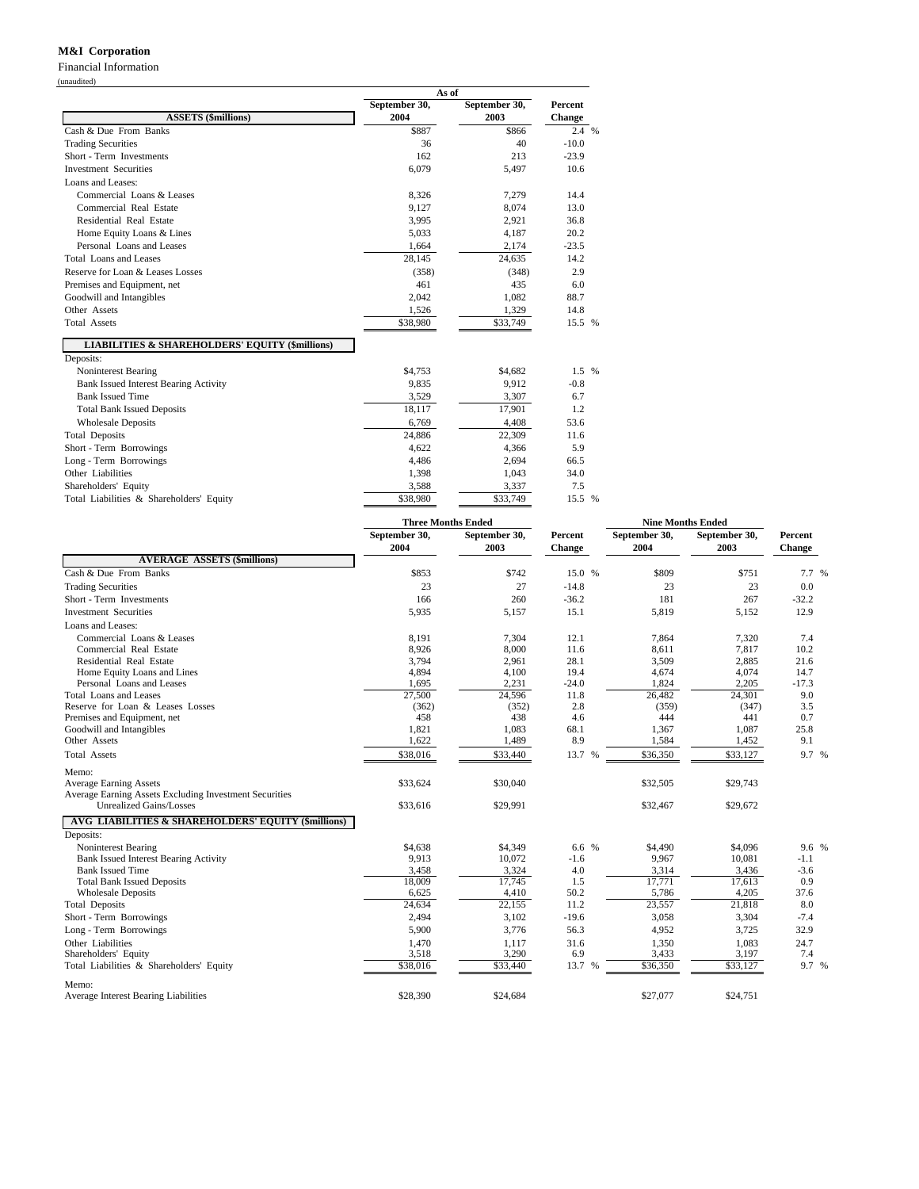**M&I Corporation**

Financial Information

(unaudited)

| ASSETS ($millions) | As of September 30, 2004 | September 30, 2003 | Percent Change |
|---|---|---|---|
| Cash & Due From Banks | $887 | $866 | 2.4 % |
| Trading Securities | 36 | 40 | -10.0 |
| Short - Term Investments | 162 | 213 | -23.9 |
| Investment Securities | 6,079 | 5,497 | 10.6 |
| Loans and Leases: | | | |
| Commercial Loans & Leases | 8,326 | 7,279 | 14.4 |
| Commercial Real Estate | 9,127 | 8,074 | 13.0 |
| Residential Real Estate | 3,995 | 2,921 | 36.8 |
| Home Equity Loans & Lines | 5,033 | 4,187 | 20.2 |
| Personal Loans and Leases | 1,664 | 2,174 | -23.5 |
| Total Loans and Leases | 28,145 | 24,635 | 14.2 |
| Reserve for Loan & Leases Losses | (358) | (348) | 2.9 |
| Premises and Equipment, net | 461 | 435 | 6.0 |
| Goodwill and Intangibles | 2,042 | 1,082 | 88.7 |
| Other Assets | 1,526 | 1,329 | 14.8 |
| Total Assets | $38,980 | $33,749 | 15.5 % |
| **LIABILITIES & SHAREHOLDERS' EQUITY ($millions)** | | | |
| Deposits: | | | |
| Noninterest Bearing | $4,753 | $4,682 | 1.5 % |
| Bank Issued Interest Bearing Activity | 9,835 | 9,912 | -0.8 |
| Bank Issued Time | 3,529 | 3,307 | 6.7 |
| Total Bank Issued Deposits | 18,117 | 17,901 | 1.2 |
| Wholesale Deposits | 6,769 | 4,408 | 53.6 |
| Total Deposits | 24,886 | 22,309 | 11.6 |
| Short - Term Borrowings | 4,622 | 4,366 | 5.9 |
| Long - Term Borrowings | 4,486 | 2,694 | 66.5 |
| Other Liabilities | 1,398 | 1,043 | 34.0 |
| Shareholders' Equity | 3,588 | 3,337 | 7.5 |
| Total Liabilities & Shareholders' Equity | $38,980 | $33,749 | 15.5 % |

| | Three Months Ended September 30, 2004 | Three Months Ended September 30, 2003 | Percent Change | Nine Months Ended September 30, 2004 | Nine Months Ended September 30, 2003 | Percent Change |
|---|---|---|---|---|---|---|
| **AVERAGE ASSETS ($millions)** | | | | | | |
| Cash & Due From Banks | $853 | $742 | 15.0 % | $809 | $751 | 7.7 % |
| Trading Securities | 23 | 27 | -14.8 | 23 | 23 | 0.0 |
| Short - Term Investments | 166 | 260 | -36.2 | 181 | 267 | -32.2 |
| Investment Securities | 5,935 | 5,157 | 15.1 | 5,819 | 5,152 | 12.9 |
| Loans and Leases: | | | | | | |
| Commercial Loans & Leases | 8,191 | 7,304 | 12.1 | 7,864 | 7,320 | 7.4 |
| Commercial Real Estate | 8,926 | 8,000 | 11.6 | 8,611 | 7,817 | 10.2 |
| Residential Real Estate | 3,794 | 2,961 | 28.1 | 3,509 | 2,885 | 21.6 |
| Home Equity Loans and Lines | 4,894 | 4,100 | 19.4 | 4,674 | 4,074 | 14.7 |
| Personal Loans and Leases | 1,695 | 2,231 | -24.0 | 1,824 | 2,205 | -17.3 |
| Total Loans and Leases | 27,500 | 24,596 | 11.8 | 26,482 | 24,301 | 9.0 |
| Reserve for Loan & Leases Losses | (362) | (352) | 2.8 | (359) | (347) | 3.5 |
| Premises and Equipment, net | 458 | 438 | 4.6 | 444 | 441 | 0.7 |
| Goodwill and Intangibles | 1,821 | 1,083 | 68.1 | 1,367 | 1,087 | 25.8 |
| Other Assets | 1,622 | 1,489 | 8.9 | 1,584 | 1,452 | 9.1 |
| Total Assets | $38,016 | $33,440 | 13.7 % | $36,350 | $33,127 | 9.7 % |
| Memo: | | | | | | |
| Average Earning Assets | $33,624 | $30,040 | | $32,505 | $29,743 | |
| Average Earning Assets Excluding Investment Securities Unrealized Gains/Losses | $33,616 | $29,991 | | $32,467 | $29,672 | |
| **AVG LIABILITIES & SHAREHOLDERS' EQUITY ($millions)** | | | | | | |
| Deposits: | | | | | | |
| Noninterest Bearing | $4,638 | $4,349 | 6.6 % | $4,490 | $4,096 | 9.6 % |
| Bank Issued Interest Bearing Activity | 9,913 | 10,072 | -1.6 | 9,967 | 10,081 | -1.1 |
| Bank Issued Time | 3,458 | 3,324 | 4.0 | 3,314 | 3,436 | -3.6 |
| Total Bank Issued Deposits | 18,009 | 17,745 | 1.5 | 17,771 | 17,613 | 0.9 |
| Wholesale Deposits | 6,625 | 4,410 | 50.2 | 5,786 | 4,205 | 37.6 |
| Total Deposits | 24,634 | 22,155 | 11.2 | 23,557 | 21,818 | 8.0 |
| Short - Term Borrowings | 2,494 | 3,102 | -19.6 | 3,058 | 3,304 | -7.4 |
| Long - Term Borrowings | 5,900 | 3,776 | 56.3 | 4,952 | 3,725 | 32.9 |
| Other Liabilities | 1,470 | 1,117 | 31.6 | 1,350 | 1,083 | 24.7 |
| Shareholders' Equity | 3,518 | 3,290 | 6.9 | 3,433 | 3,197 | 7.4 |
| Total Liabilities & Shareholders' Equity | $38,016 | $33,440 | 13.7 % | $36,350 | $33,127 | 9.7 % |
| Memo: | | | | | | |
| Average Interest Bearing Liabilities | $28,390 | $24,684 | | $27,077 | $24,751 | |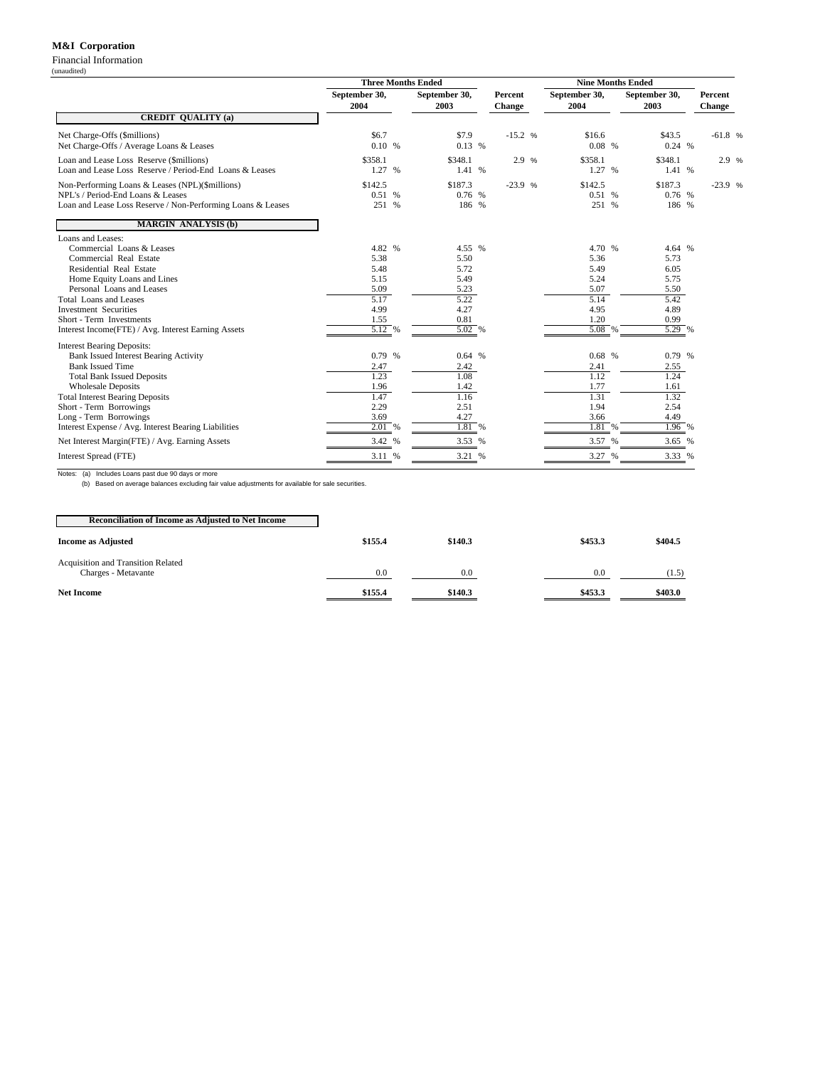**M&I Corporation**

Financial Information

(unaudited)

| | Three Months Ended | | | Nine Months Ended | | |
|---|---|---|---|---|---|---|
| | September 30, 2004 | September 30, 2003 | Percent Change | September 30, 2004 | September 30, 2003 | Percent Change |
| **CREDIT QUALITY (a)** | | | | | | |
| Net Charge-Offs ($millions) | $6.7 | $7.9 | -15.2 % | $16.6 | $43.5 | -61.8 % |
| Net Charge-Offs / Average Loans & Leases | 0.10 % | 0.13 % | | 0.08 % | 0.24 % | |
| Loan and Lease Loss Reserve ($millions) | $358.1 | $348.1 | 2.9 % | $358.1 | $348.1 | 2.9 % |
| Loan and Lease Loss Reserve / Period-End Loans & Leases | 1.27 % | 1.41 % | | 1.27 % | 1.41 % | |
| Non-Performing Loans & Leases (NPL)($millions) | $142.5 | $187.3 | -23.9 % | $142.5 | $187.3 | -23.9 % |
| NPL's / Period-End Loans & Leases | 0.51 % | 0.76 % | | 0.51 % | 0.76 % | |
| Loan and Lease Loss Reserve / Non-Performing Loans & Leases | 251 % | 186 % | | 251 % | 186 % | |
| **MARGIN ANALYSIS (b)** | | | | | | |
| Loans and Leases: | | | | | | |
| Commercial Loans & Leases | 4.82 % | 4.55 % | | 4.70 % | 4.64 % | |
| Commercial Real Estate | 5.38 | 5.50 | | 5.36 | 5.73 | |
| Residential Real Estate | 5.48 | 5.72 | | 5.49 | 6.05 | |
| Home Equity Loans and Lines | 5.15 | 5.49 | | 5.24 | 5.75 | |
| Personal Loans and Leases | 5.09 | 5.23 | | 5.07 | 5.50 | |
| Total Loans and Leases | 5.17 | 5.22 | | 5.14 | 5.42 | |
| Investment Securities | 4.99 | 4.27 | | 4.95 | 4.89 | |
| Short - Term Investments | 1.55 | 0.81 | | 1.20 | 0.99 | |
| Interest Income(FTE) / Avg. Interest Earning Assets | 5.12 % | 5.02 % | | 5.08 % | 5.29 % | |
| Interest Bearing Deposits: | | | | | | |
| Bank Issued Interest Bearing Activity | 0.79 % | 0.64 % | | 0.68 % | 0.79 % | |
| Bank Issued Time | 2.47 | 2.42 | | 2.41 | 2.55 | |
| Total Bank Issued Deposits | 1.23 | 1.08 | | 1.12 | 1.24 | |
| Wholesale Deposits | 1.96 | 1.42 | | 1.77 | 1.61 | |
| Total Interest Bearing Deposits | 1.47 | 1.16 | | 1.31 | 1.32 | |
| Short - Term Borrowings | 2.29 | 2.51 | | 1.94 | 2.54 | |
| Long - Term Borrowings | 3.69 | 4.27 | | 3.66 | 4.49 | |
| Interest Expense / Avg. Interest Bearing Liabilities | 2.01 % | 1.81 % | | 1.81 % | 1.96 % | |
| Net Interest Margin(FTE) / Avg. Earning Assets | 3.42 % | 3.53 % | | 3.57 % | 3.65 % | |
| Interest Spread (FTE) | 3.11 % | 3.21 % | | 3.27 % | 3.33 % | |

Notes: (a) Includes Loans past due 90 days or more

(b) Based on average balances excluding fair value adjustments for available for sale securities.

| Reconciliation of Income as Adjusted to Net Income | | | | |
|---|---|---|---|---|
| **Income as Adjusted** | **$155.4** | **$140.3** | **$453.3** | **$404.5** |
| Acquisition and Transition Related Charges - Metavante | 0.0 | 0.0 | 0.0 | (1.5) |
| **Net Income** | **$155.4** | **$140.3** | **$453.3** | **$403.0** |